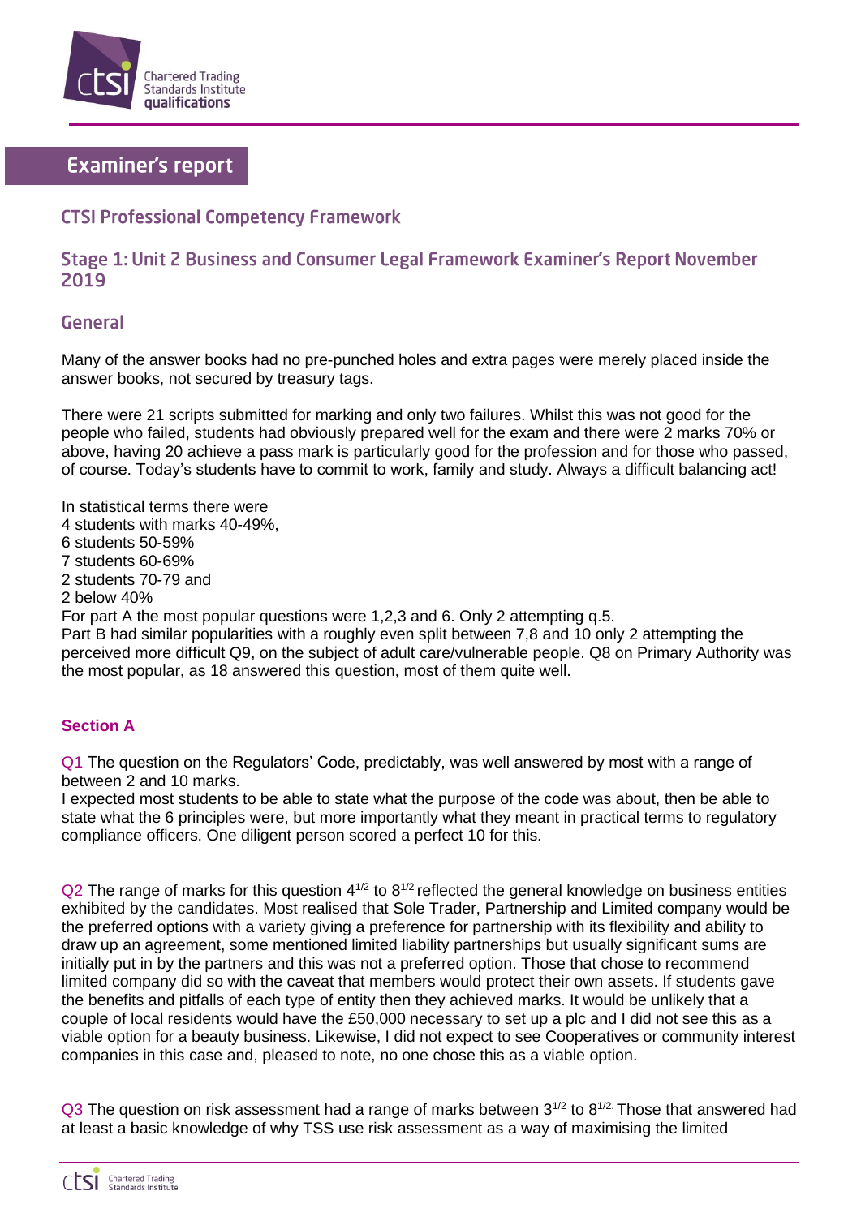# Examiner's report

## CTSI Professional Competency Framework

## Stage 1: Unit 2 Business and Consumer Legal Framework Examiner's Report November 2019

### General

Many of the answer books had no pre-punched holes and extra pages were merely placed inside the answer books, not secured by treasury tags.

There were 21 scripts submitted for marking and only two failures. Whilst this was not good for the people who failed, students had obviously prepared well for the exam and there were 2 marks 70% or above, having 20 achieve a pass mark is particularly good for the profession and for those who passed, of course. Today's students have to commit to work, family and study. Always a difficult balancing act!

In statistical terms there were
4 students with marks 40-49%,
6 students 50-59%
7 students 60-69%
2 students 70-79 and
2 below 40%
For part A the most popular questions were 1,2,3 and 6. Only 2 attempting q.5.
Part B had similar popularities with a roughly even split between 7,8 and 10 only 2 attempting the perceived more difficult Q9, on the subject of adult care/vulnerable people. Q8 on Primary Authority was the most popular, as 18 answered this question, most of them quite well.

**Section A**

Q1 The question on the Regulators' Code, predictably, was well answered by most with a range of between 2 and 10 marks.
I expected most students to be able to state what the purpose of the code was about, then be able to state what the 6 principles were, but more importantly what they meant in practical terms to regulatory compliance officers. One diligent person scored a perfect 10 for this.

Q2 The range of marks for this question $4^{1/2}$ to $8^{1/2}$ reflected the general knowledge on business entities exhibited by the candidates. Most realised that Sole Trader, Partnership and Limited company would be the preferred options with a variety giving a preference for partnership with its flexibility and ability to draw up an agreement, some mentioned limited liability partnerships but usually significant sums are initially put in by the partners and this was not a preferred option. Those that chose to recommend limited company did so with the caveat that members would protect their own assets. If students gave the benefits and pitfalls of each type of entity then they achieved marks. It would be unlikely that a couple of local residents would have the £50,000 necessary to set up a plc and I did not see this as a viable option for a beauty business. Likewise, I did not expect to see Cooperatives or community interest companies in this case and, pleased to note, no one chose this as a viable option.

Q3 The question on risk assessment had a range of marks between $3^{1/2}$ to $8^{1/2}$. Those that answered had at least a basic knowledge of why TSS use risk assessment as a way of maximising the limited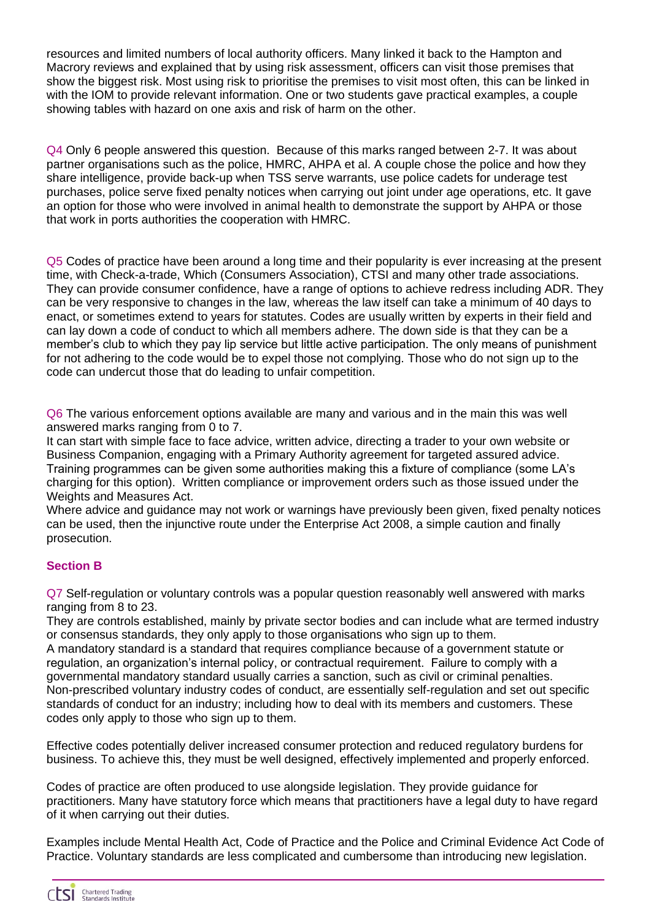resources and limited numbers of local authority officers. Many linked it back to the Hampton and Macrory reviews and explained that by using risk assessment, officers can visit those premises that show the biggest risk. Most using risk to prioritise the premises to visit most often, this can be linked in with the IOM to provide relevant information. One or two students gave practical examples, a couple showing tables with hazard on one axis and risk of harm on the other.

Q4 Only 6 people answered this question. Because of this marks ranged between 2-7. It was about partner organisations such as the police, HMRC, AHPA et al. A couple chose the police and how they share intelligence, provide back-up when TSS serve warrants, use police cadets for underage test purchases, police serve fixed penalty notices when carrying out joint under age operations, etc. It gave an option for those who were involved in animal health to demonstrate the support by AHPA or those that work in ports authorities the cooperation with HMRC.

Q5 Codes of practice have been around a long time and their popularity is ever increasing at the present time, with Check-a-trade, Which (Consumers Association), CTSI and many other trade associations. They can provide consumer confidence, have a range of options to achieve redress including ADR. They can be very responsive to changes in the law, whereas the law itself can take a minimum of 40 days to enact, or sometimes extend to years for statutes. Codes are usually written by experts in their field and can lay down a code of conduct to which all members adhere. The down side is that they can be a member's club to which they pay lip service but little active participation. The only means of punishment for not adhering to the code would be to expel those not complying. Those who do not sign up to the code can undercut those that do leading to unfair competition.

Q6 The various enforcement options available are many and various and in the main this was well answered marks ranging from 0 to 7.

It can start with simple face to face advice, written advice, directing a trader to your own website or Business Companion, engaging with a Primary Authority agreement for targeted assured advice. Training programmes can be given some authorities making this a fixture of compliance (some LA's charging for this option). Written compliance or improvement orders such as those issued under the Weights and Measures Act.

Where advice and guidance may not work or warnings have previously been given, fixed penalty notices can be used, then the injunctive route under the Enterprise Act 2008, a simple caution and finally prosecution.

## Section B

Q7 Self-regulation or voluntary controls was a popular question reasonably well answered with marks ranging from 8 to 23.

They are controls established, mainly by private sector bodies and can include what are termed industry or consensus standards, they only apply to those organisations who sign up to them.

A mandatory standard is a standard that requires compliance because of a government statute or regulation, an organization's internal policy, or contractual requirement. Failure to comply with a governmental mandatory standard usually carries a sanction, such as civil or criminal penalties.

Non-prescribed voluntary industry codes of conduct, are essentially self-regulation and set out specific standards of conduct for an industry; including how to deal with its members and customers. These codes only apply to those who sign up to them.

Effective codes potentially deliver increased consumer protection and reduced regulatory burdens for business. To achieve this, they must be well designed, effectively implemented and properly enforced.

Codes of practice are often produced to use alongside legislation. They provide guidance for practitioners. Many have statutory force which means that practitioners have a legal duty to have regard of it when carrying out their duties.

Examples include Mental Health Act, Code of Practice and the Police and Criminal Evidence Act Code of Practice. Voluntary standards are less complicated and cumbersome than introducing new legislation.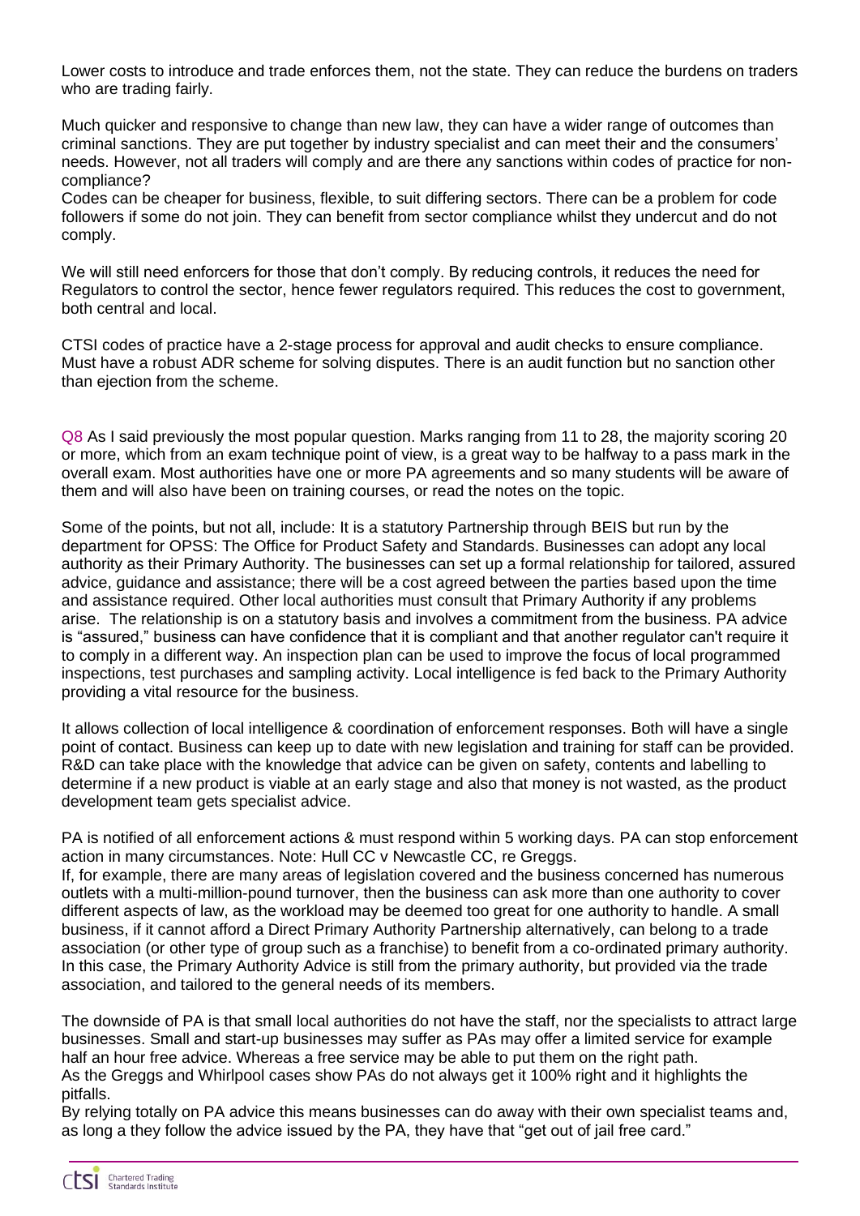Lower costs to introduce and trade enforces them, not the state. They can reduce the burdens on traders who are trading fairly.

Much quicker and responsive to change than new law, they can have a wider range of outcomes than criminal sanctions. They are put together by industry specialist and can meet their and the consumers' needs. However, not all traders will comply and are there any sanctions within codes of practice for non-compliance?
Codes can be cheaper for business, flexible, to suit differing sectors. There can be a problem for code followers if some do not join. They can benefit from sector compliance whilst they undercut and do not comply.

We will still need enforcers for those that don't comply. By reducing controls, it reduces the need for Regulators to control the sector, hence fewer regulators required. This reduces the cost to government, both central and local.

CTSI codes of practice have a 2-stage process for approval and audit checks to ensure compliance. Must have a robust ADR scheme for solving disputes. There is an audit function but no sanction other than ejection from the scheme.

Q8 As I said previously the most popular question. Marks ranging from 11 to 28, the majority scoring 20 or more, which from an exam technique point of view, is a great way to be halfway to a pass mark in the overall exam. Most authorities have one or more PA agreements and so many students will be aware of them and will also have been on training courses, or read the notes on the topic.

Some of the points, but not all, include: It is a statutory Partnership through BEIS but run by the department for OPSS: The Office for Product Safety and Standards. Businesses can adopt any local authority as their Primary Authority. The businesses can set up a formal relationship for tailored, assured advice, guidance and assistance; there will be a cost agreed between the parties based upon the time and assistance required. Other local authorities must consult that Primary Authority if any problems arise. The relationship is on a statutory basis and involves a commitment from the business. PA advice is "assured," business can have confidence that it is compliant and that another regulator can't require it to comply in a different way. An inspection plan can be used to improve the focus of local programmed inspections, test purchases and sampling activity. Local intelligence is fed back to the Primary Authority providing a vital resource for the business.

It allows collection of local intelligence & coordination of enforcement responses. Both will have a single point of contact. Business can keep up to date with new legislation and training for staff can be provided. R&D can take place with the knowledge that advice can be given on safety, contents and labelling to determine if a new product is viable at an early stage and also that money is not wasted, as the product development team gets specialist advice.

PA is notified of all enforcement actions & must respond within 5 working days. PA can stop enforcement action in many circumstances. Note: Hull CC v Newcastle CC, re Greggs.
If, for example, there are many areas of legislation covered and the business concerned has numerous outlets with a multi-million-pound turnover, then the business can ask more than one authority to cover different aspects of law, as the workload may be deemed too great for one authority to handle. A small business, if it cannot afford a Direct Primary Authority Partnership alternatively, can belong to a trade association (or other type of group such as a franchise) to benefit from a co-ordinated primary authority. In this case, the Primary Authority Advice is still from the primary authority, but provided via the trade association, and tailored to the general needs of its members.

The downside of PA is that small local authorities do not have the staff, nor the specialists to attract large businesses. Small and start-up businesses may suffer as PAs may offer a limited service for example half an hour free advice. Whereas a free service may be able to put them on the right path.
As the Greggs and Whirlpool cases show PAs do not always get it 100% right and it highlights the pitfalls.
By relying totally on PA advice this means businesses can do away with their own specialist teams and, as long a they follow the advice issued by the PA, they have that "get out of jail free card."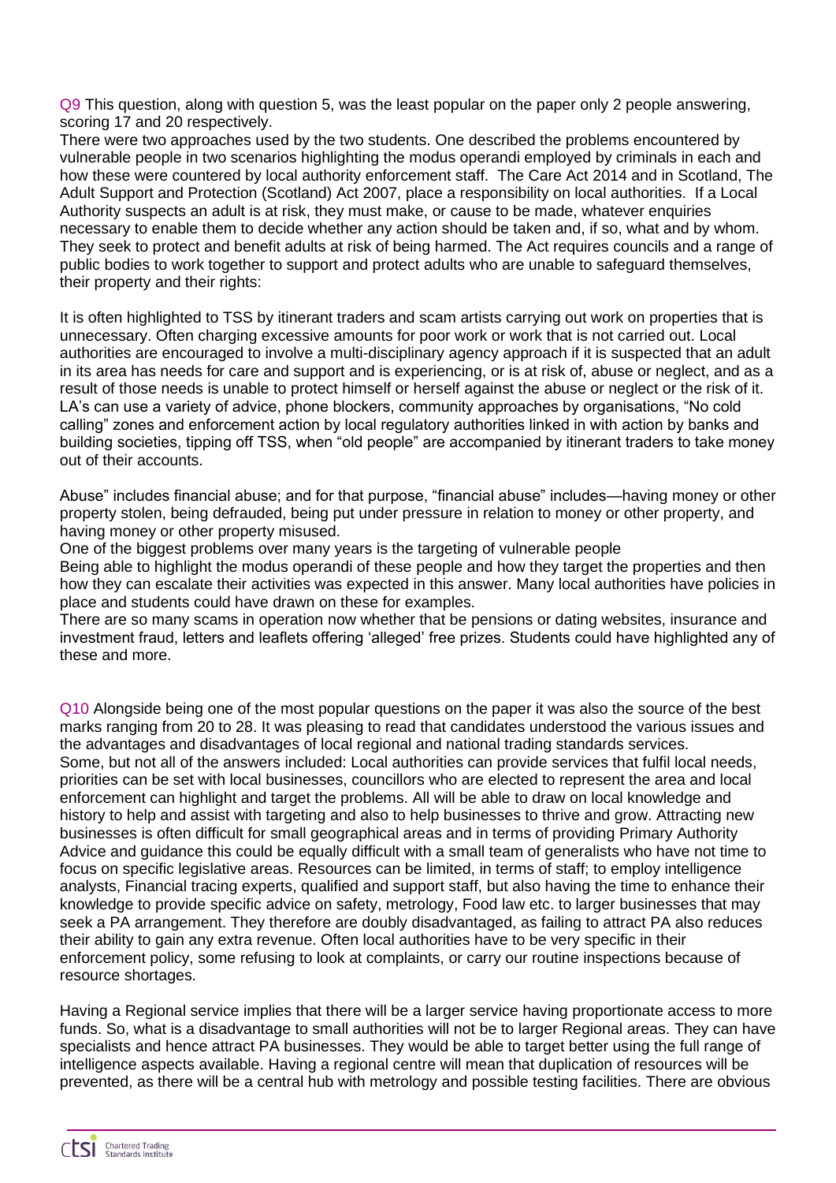Q9 This question, along with question 5, was the least popular on the paper only 2 people answering, scoring 17 and 20 respectively.

There were two approaches used by the two students. One described the problems encountered by vulnerable people in two scenarios highlighting the modus operandi employed by criminals in each and how these were countered by local authority enforcement staff. The Care Act 2014 and in Scotland, The Adult Support and Protection (Scotland) Act 2007, place a responsibility on local authorities. If a Local Authority suspects an adult is at risk, they must make, or cause to be made, whatever enquiries necessary to enable them to decide whether any action should be taken and, if so, what and by whom. They seek to protect and benefit adults at risk of being harmed. The Act requires councils and a range of public bodies to work together to support and protect adults who are unable to safeguard themselves, their property and their rights:

It is often highlighted to TSS by itinerant traders and scam artists carrying out work on properties that is unnecessary. Often charging excessive amounts for poor work or work that is not carried out. Local authorities are encouraged to involve a multi-disciplinary agency approach if it is suspected that an adult in its area has needs for care and support and is experiencing, or is at risk of, abuse or neglect, and as a result of those needs is unable to protect himself or herself against the abuse or neglect or the risk of it. LA's can use a variety of advice, phone blockers, community approaches by organisations, "No cold calling" zones and enforcement action by local regulatory authorities linked in with action by banks and building societies, tipping off TSS, when "old people" are accompanied by itinerant traders to take money out of their accounts.

Abuse" includes financial abuse; and for that purpose, "financial abuse" includes—having money or other property stolen, being defrauded, being put under pressure in relation to money or other property, and having money or other property misused.

One of the biggest problems over many years is the targeting of vulnerable people

Being able to highlight the modus operandi of these people and how they target the properties and then how they can escalate their activities was expected in this answer. Many local authorities have policies in place and students could have drawn on these for examples.

There are so many scams in operation now whether that be pensions or dating websites, insurance and investment fraud, letters and leaflets offering 'alleged' free prizes. Students could have highlighted any of these and more.

Q10 Alongside being one of the most popular questions on the paper it was also the source of the best marks ranging from 20 to 28. It was pleasing to read that candidates understood the various issues and the advantages and disadvantages of local regional and national trading standards services.

Some, but not all of the answers included: Local authorities can provide services that fulfil local needs, priorities can be set with local businesses, councillors who are elected to represent the area and local enforcement can highlight and target the problems. All will be able to draw on local knowledge and history to help and assist with targeting and also to help businesses to thrive and grow. Attracting new businesses is often difficult for small geographical areas and in terms of providing Primary Authority Advice and guidance this could be equally difficult with a small team of generalists who have not time to focus on specific legislative areas. Resources can be limited, in terms of staff; to employ intelligence analysts, Financial tracing experts, qualified and support staff, but also having the time to enhance their knowledge to provide specific advice on safety, metrology, Food law etc. to larger businesses that may seek a PA arrangement. They therefore are doubly disadvantaged, as failing to attract PA also reduces their ability to gain any extra revenue. Often local authorities have to be very specific in their enforcement policy, some refusing to look at complaints, or carry our routine inspections because of resource shortages.

Having a Regional service implies that there will be a larger service having proportionate access to more funds. So, what is a disadvantage to small authorities will not be to larger Regional areas. They can have specialists and hence attract PA businesses. They would be able to target better using the full range of intelligence aspects available. Having a regional centre will mean that duplication of resources will be prevented, as there will be a central hub with metrology and possible testing facilities. There are obvious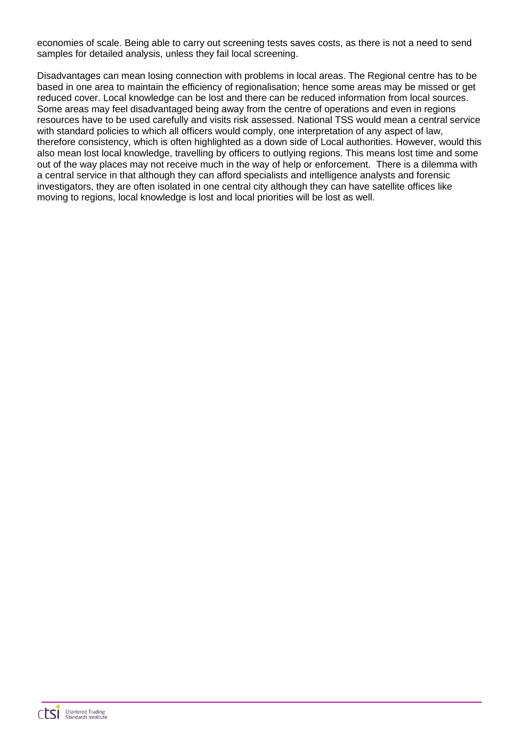economies of scale. Being able to carry out screening tests saves costs, as there is not a need to send samples for detailed analysis, unless they fail local screening.

Disadvantages can mean losing connection with problems in local areas. The Regional centre has to be based in one area to maintain the efficiency of regionalisation; hence some areas may be missed or get reduced cover. Local knowledge can be lost and there can be reduced information from local sources. Some areas may feel disadvantaged being away from the centre of operations and even in regions resources have to be used carefully and visits risk assessed. National TSS would mean a central service with standard policies to which all officers would comply, one interpretation of any aspect of law, therefore consistency, which is often highlighted as a down side of Local authorities. However, would this also mean lost local knowledge, travelling by officers to outlying regions. This means lost time and some out of the way places may not receive much in the way of help or enforcement. There is a dilemma with a central service in that although they can afford specialists and intelligence analysts and forensic investigators, they are often isolated in one central city although they can have satellite offices like moving to regions, local knowledge is lost and local priorities will be lost as well.